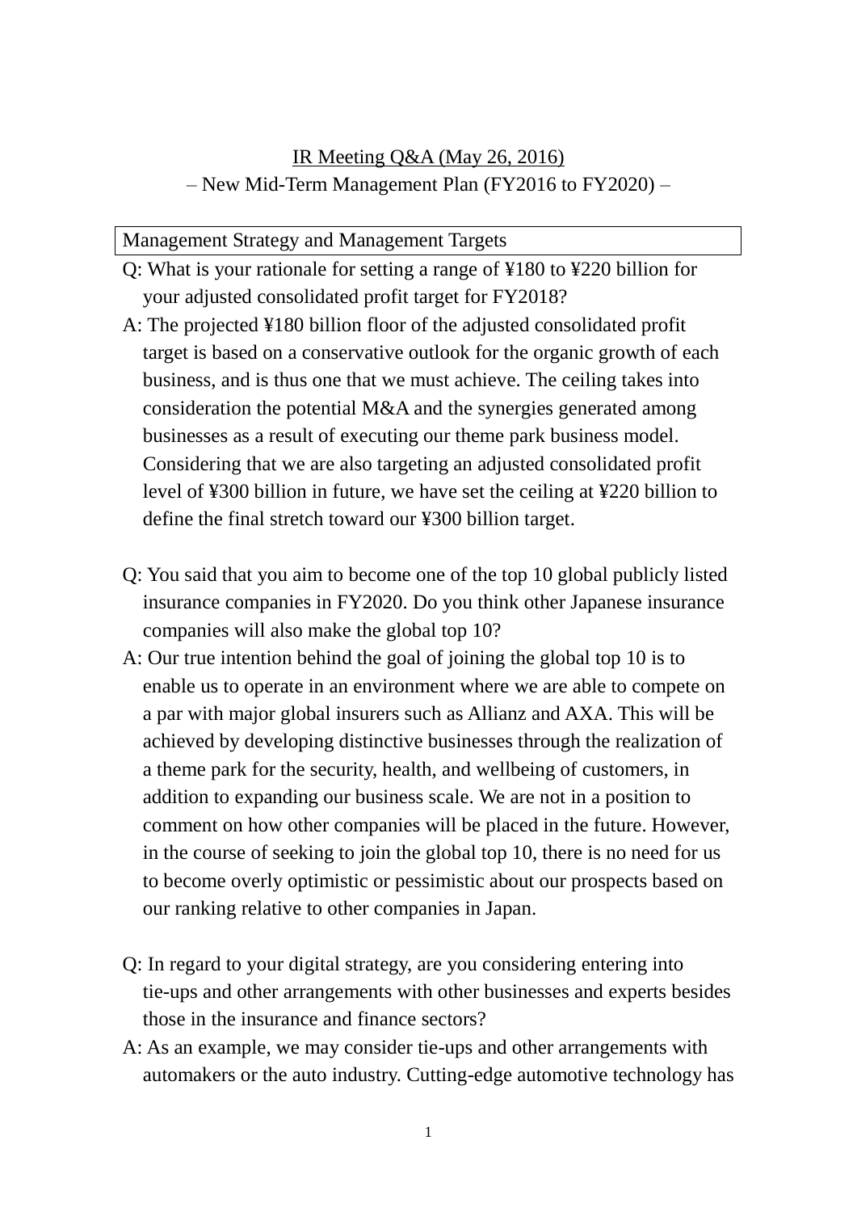# IR Meeting Q&A (May 26, 2016)

## – New Mid-Term Management Plan (FY2016 to FY2020) –

### Management Strategy and Management Targets

Q: What is your rationale for setting a range of ¥180 to ¥220 billion for your adjusted consolidated profit target for FY2018?

A: The projected ¥180 billion floor of the adjusted consolidated profit target is based on a conservative outlook for the organic growth of each business, and is thus one that we must achieve. The ceiling takes into consideration the potential M&A and the synergies generated among businesses as a result of executing our theme park business model. Considering that we are also targeting an adjusted consolidated profit level of ¥300 billion in future, we have set the ceiling at ¥220 billion to define the final stretch toward our ¥300 billion target.

Q: You said that you aim to become one of the top 10 global publicly listed insurance companies in FY2020. Do you think other Japanese insurance companies will also make the global top 10?

A: Our true intention behind the goal of joining the global top 10 is to enable us to operate in an environment where we are able to compete on a par with major global insurers such as Allianz and AXA. This will be achieved by developing distinctive businesses through the realization of a theme park for the security, health, and wellbeing of customers, in addition to expanding our business scale. We are not in a position to comment on how other companies will be placed in the future. However, in the course of seeking to join the global top 10, there is no need for us to become overly optimistic or pessimistic about our prospects based on our ranking relative to other companies in Japan.

Q: In regard to your digital strategy, are you considering entering into tie-ups and other arrangements with other businesses and experts besides those in the insurance and finance sectors?

A: As an example, we may consider tie-ups and other arrangements with automakers or the auto industry. Cutting-edge automotive technology has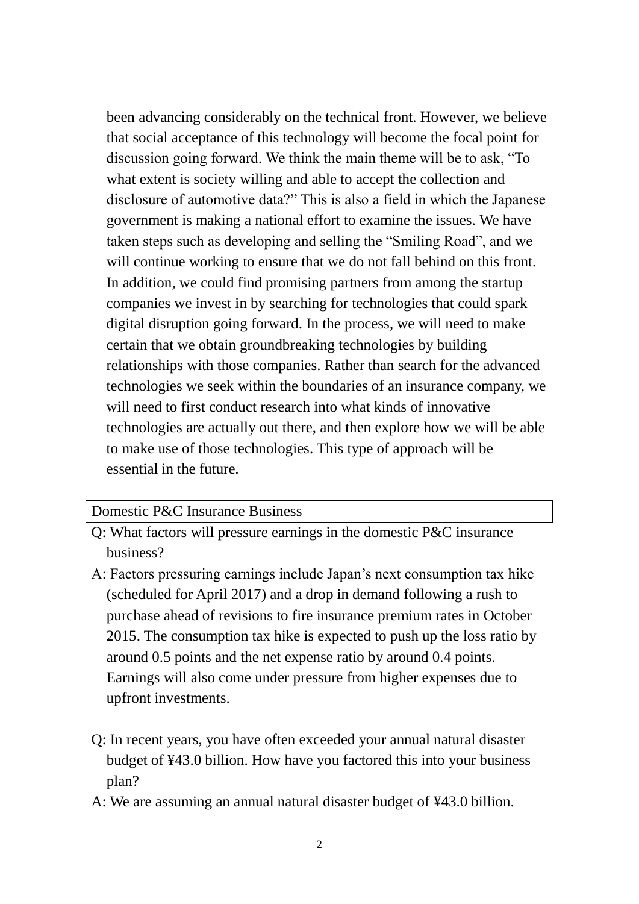been advancing considerably on the technical front. However, we believe that social acceptance of this technology will become the focal point for discussion going forward. We think the main theme will be to ask, "To what extent is society willing and able to accept the collection and disclosure of automotive data?" This is also a field in which the Japanese government is making a national effort to examine the issues. We have taken steps such as developing and selling the "Smiling Road", and we will continue working to ensure that we do not fall behind on this front. In addition, we could find promising partners from among the startup companies we invest in by searching for technologies that could spark digital disruption going forward. In the process, we will need to make certain that we obtain groundbreaking technologies by building relationships with those companies. Rather than search for the advanced technologies we seek within the boundaries of an insurance company, we will need to first conduct research into what kinds of innovative technologies are actually out there, and then explore how we will be able to make use of those technologies. This type of approach will be essential in the future.

## Domestic P&C Insurance Business

Q: What factors will pressure earnings in the domestic P&C insurance business?

A: Factors pressuring earnings include Japan's next consumption tax hike (scheduled for April 2017) and a drop in demand following a rush to purchase ahead of revisions to fire insurance premium rates in October 2015. The consumption tax hike is expected to push up the loss ratio by around 0.5 points and the net expense ratio by around 0.4 points. Earnings will also come under pressure from higher expenses due to upfront investments.

Q: In recent years, you have often exceeded your annual natural disaster budget of ¥43.0 billion. How have you factored this into your business plan?

A: We are assuming an annual natural disaster budget of ¥43.0 billion.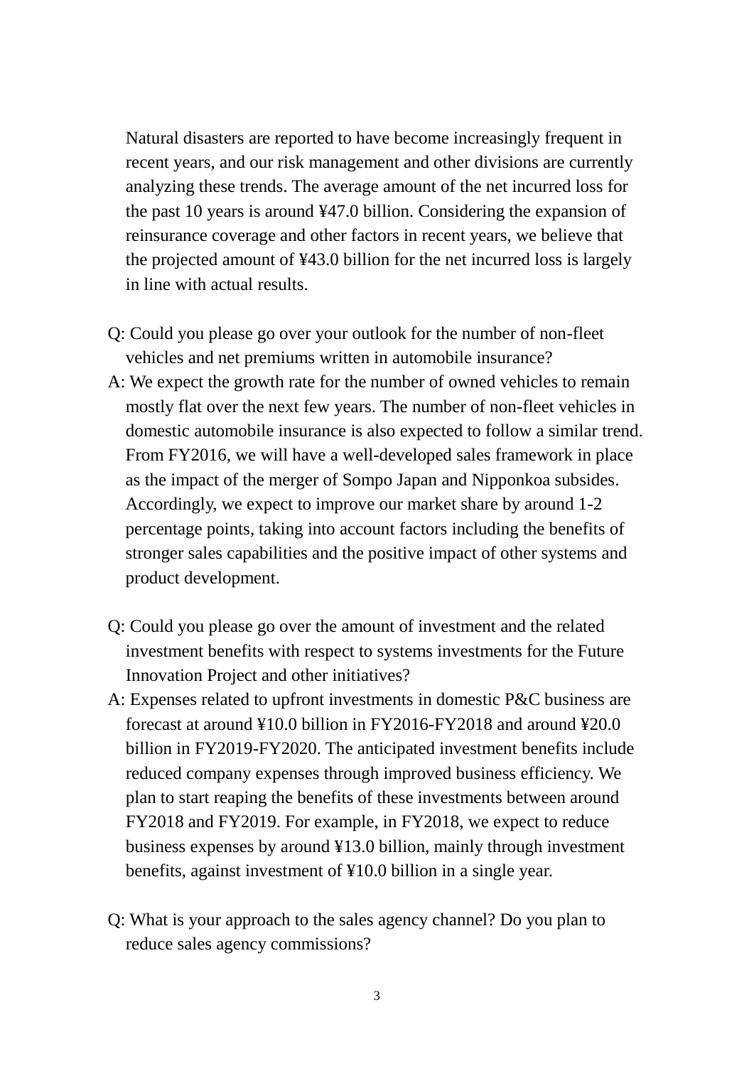Natural disasters are reported to have become increasingly frequent in recent years, and our risk management and other divisions are currently analyzing these trends. The average amount of the net incurred loss for the past 10 years is around ¥47.0 billion. Considering the expansion of reinsurance coverage and other factors in recent years, we believe that the projected amount of ¥43.0 billion for the net incurred loss is largely in line with actual results.

Q: Could you please go over your outlook for the number of non-fleet vehicles and net premiums written in automobile insurance?

A: We expect the growth rate for the number of owned vehicles to remain mostly flat over the next few years. The number of non-fleet vehicles in domestic automobile insurance is also expected to follow a similar trend. From FY2016, we will have a well-developed sales framework in place as the impact of the merger of Sompo Japan and Nipponkoa subsides. Accordingly, we expect to improve our market share by around 1-2 percentage points, taking into account factors including the benefits of stronger sales capabilities and the positive impact of other systems and product development.

Q: Could you please go over the amount of investment and the related investment benefits with respect to systems investments for the Future Innovation Project and other initiatives?

A: Expenses related to upfront investments in domestic P&C business are forecast at around ¥10.0 billion in FY2016-FY2018 and around ¥20.0 billion in FY2019-FY2020. The anticipated investment benefits include reduced company expenses through improved business efficiency. We plan to start reaping the benefits of these investments between around FY2018 and FY2019. For example, in FY2018, we expect to reduce business expenses by around ¥13.0 billion, mainly through investment benefits, against investment of ¥10.0 billion in a single year.

Q: What is your approach to the sales agency channel? Do you plan to reduce sales agency commissions?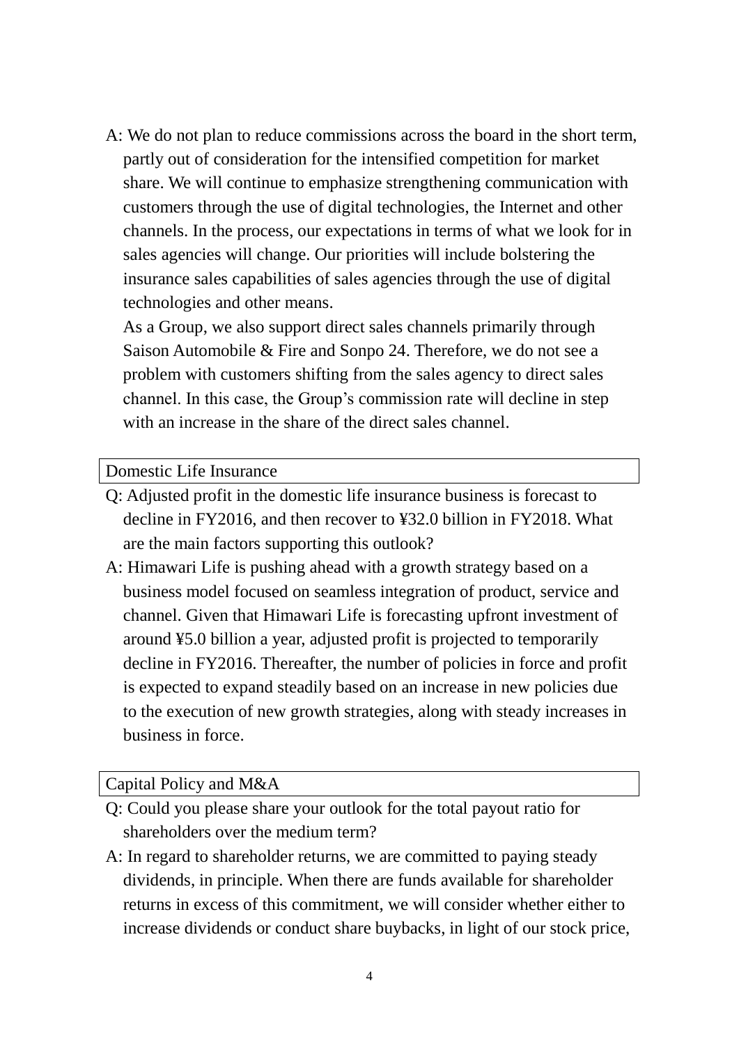A: We do not plan to reduce commissions across the board in the short term, partly out of consideration for the intensified competition for market share. We will continue to emphasize strengthening communication with customers through the use of digital technologies, the Internet and other channels. In the process, our expectations in terms of what we look for in sales agencies will change. Our priorities will include bolstering the insurance sales capabilities of sales agencies through the use of digital technologies and other means.

As a Group, we also support direct sales channels primarily through Saison Automobile & Fire and Sonpo 24. Therefore, we do not see a problem with customers shifting from the sales agency to direct sales channel. In this case, the Group's commission rate will decline in step with an increase in the share of the direct sales channel.

## Domestic Life Insurance

Q: Adjusted profit in the domestic life insurance business is forecast to decline in FY2016, and then recover to ¥32.0 billion in FY2018. What are the main factors supporting this outlook?

A: Himawari Life is pushing ahead with a growth strategy based on a business model focused on seamless integration of product, service and channel. Given that Himawari Life is forecasting upfront investment of around ¥5.0 billion a year, adjusted profit is projected to temporarily decline in FY2016. Thereafter, the number of policies in force and profit is expected to expand steadily based on an increase in new policies due to the execution of new growth strategies, along with steady increases in business in force.

## Capital Policy and M&A

Q: Could you please share your outlook for the total payout ratio for shareholders over the medium term?

A: In regard to shareholder returns, we are committed to paying steady dividends, in principle. When there are funds available for shareholder returns in excess of this commitment, we will consider whether either to increase dividends or conduct share buybacks, in light of our stock price,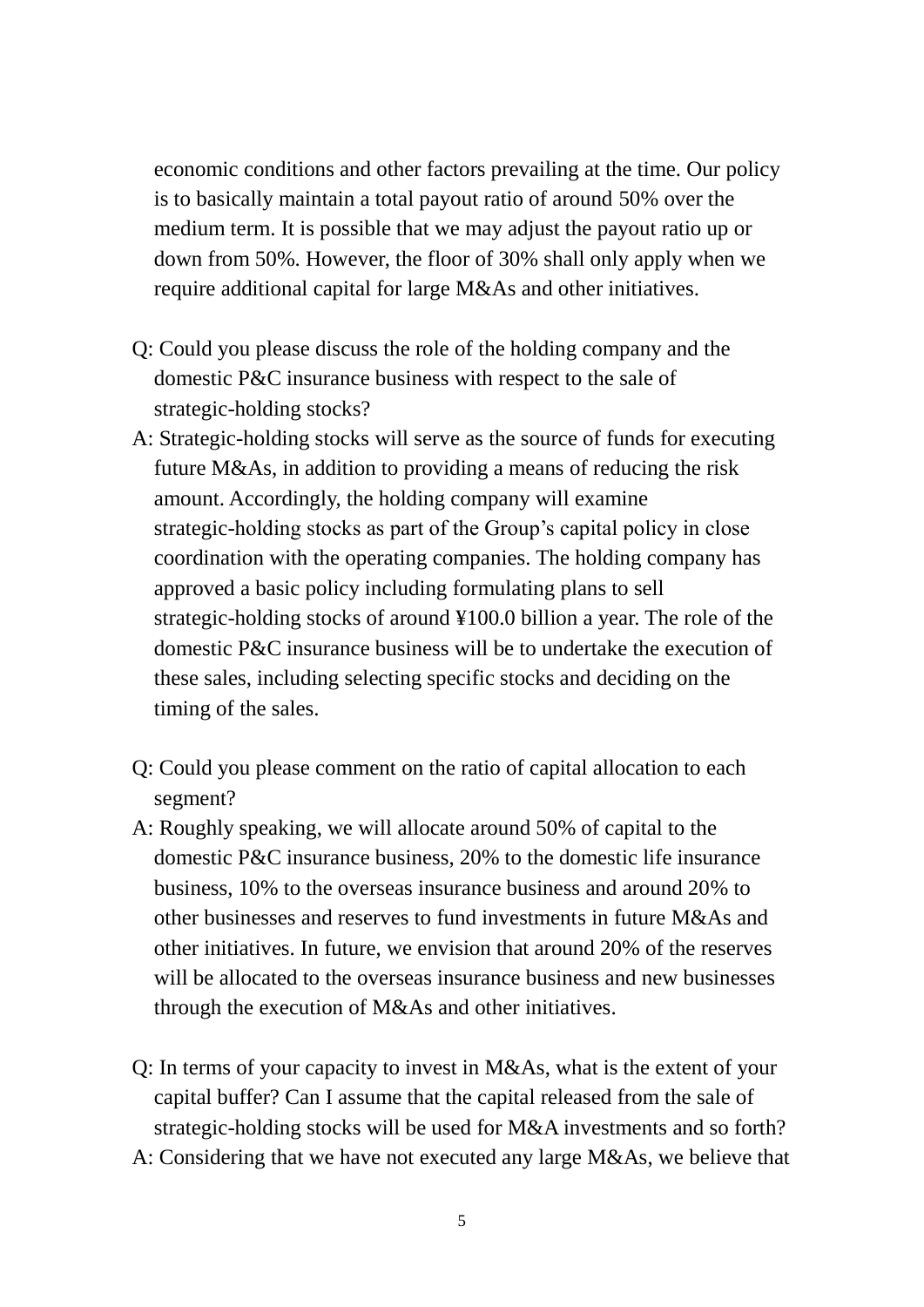economic conditions and other factors prevailing at the time. Our policy is to basically maintain a total payout ratio of around 50% over the medium term. It is possible that we may adjust the payout ratio up or down from 50%. However, the floor of 30% shall only apply when we require additional capital for large M&As and other initiatives.

Q: Could you please discuss the role of the holding company and the domestic P&C insurance business with respect to the sale of strategic-holding stocks?

A: Strategic-holding stocks will serve as the source of funds for executing future M&As, in addition to providing a means of reducing the risk amount. Accordingly, the holding company will examine strategic-holding stocks as part of the Group's capital policy in close coordination with the operating companies. The holding company has approved a basic policy including formulating plans to sell strategic-holding stocks of around ¥100.0 billion a year. The role of the domestic P&C insurance business will be to undertake the execution of these sales, including selecting specific stocks and deciding on the timing of the sales.

Q: Could you please comment on the ratio of capital allocation to each segment?

A: Roughly speaking, we will allocate around 50% of capital to the domestic P&C insurance business, 20% to the domestic life insurance business, 10% to the overseas insurance business and around 20% to other businesses and reserves to fund investments in future M&As and other initiatives. In future, we envision that around 20% of the reserves will be allocated to the overseas insurance business and new businesses through the execution of M&As and other initiatives.

Q: In terms of your capacity to invest in M&As, what is the extent of your capital buffer? Can I assume that the capital released from the sale of strategic-holding stocks will be used for M&A investments and so forth?

A: Considering that we have not executed any large M&As, we believe that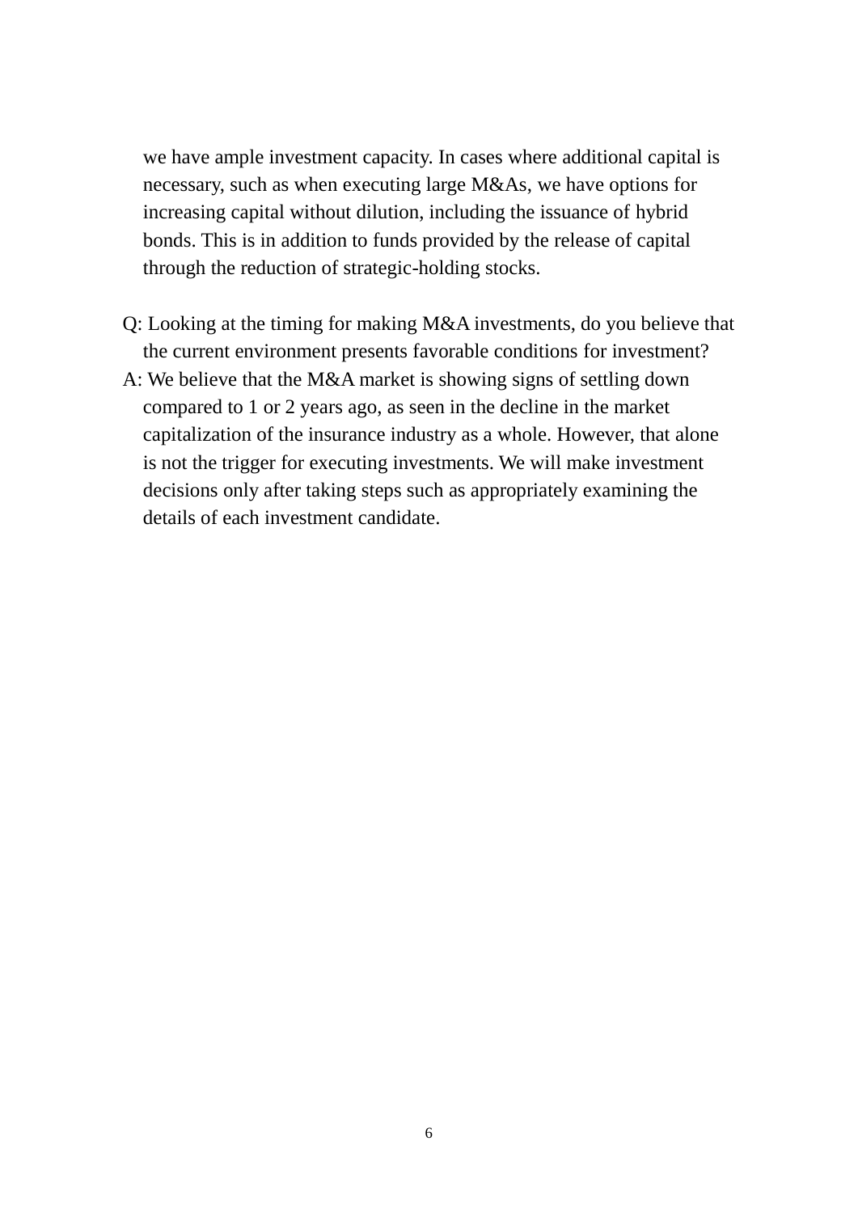we have ample investment capacity. In cases where additional capital is necessary, such as when executing large M&As, we have options for increasing capital without dilution, including the issuance of hybrid bonds. This is in addition to funds provided by the release of capital through the reduction of strategic-holding stocks.

Q: Looking at the timing for making M&A investments, do you believe that the current environment presents favorable conditions for investment?

A: We believe that the M&A market is showing signs of settling down compared to 1 or 2 years ago, as seen in the decline in the market capitalization of the insurance industry as a whole. However, that alone is not the trigger for executing investments. We will make investment decisions only after taking steps such as appropriately examining the details of each investment candidate.